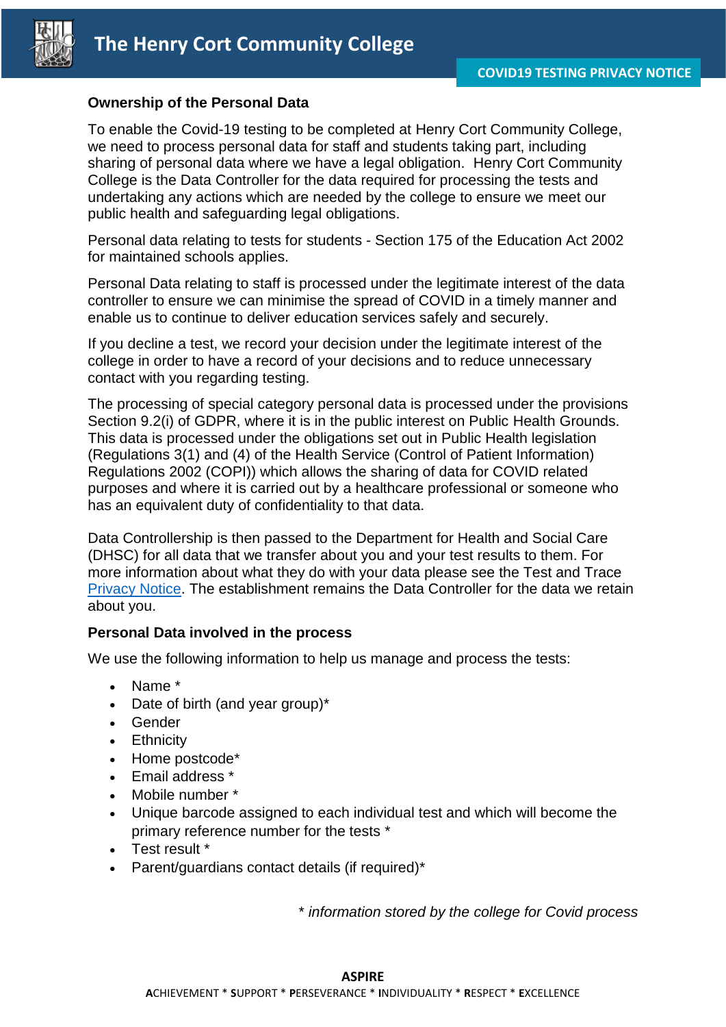# The Henry Cort Community College

## COVID19 TESTING PRIVACY NOTICE

**Ownership of the Personal Data**

To enable the Covid-19 testing to be completed at Henry Cort Community College, we need to process personal data for staff and students taking part, including sharing of personal data where we have a legal obligation. Henry Cort Community College is the Data Controller for the data required for processing the tests and undertaking any actions which are needed by the college to ensure we meet our public health and safeguarding legal obligations.

Personal data relating to tests for students - Section 175 of the Education Act 2002 for maintained schools applies.

Personal Data relating to staff is processed under the legitimate interest of the data controller to ensure we can minimise the spread of COVID in a timely manner and enable us to continue to deliver education services safely and securely.

If you decline a test, we record your decision under the legitimate interest of the college in order to have a record of your decisions and to reduce unnecessary contact with you regarding testing.

The processing of special category personal data is processed under the provisions Section 9.2(i) of GDPR, where it is in the public interest on Public Health Grounds. This data is processed under the obligations set out in Public Health legislation (Regulations 3(1) and (4) of the Health Service (Control of Patient Information) Regulations 2002 (COPI)) which allows the sharing of data for COVID related purposes and where it is carried out by a healthcare professional or someone who has an equivalent duty of confidentiality to that data.

Data Controllership is then passed to the Department for Health and Social Care (DHSC) for all data that we transfer about you and your test results to them. For more information about what they do with your data please see the Test and Trace Privacy Notice. The establishment remains the Data Controller for the data we retain about you.

**Personal Data involved in the process**

We use the following information to help us manage and process the tests:

- Name *
- Date of birth (and year group)*
- Gender
- Ethnicity
- Home postcode*
- Email address *
- Mobile number *
- Unique barcode assigned to each individual test and which will become the primary reference number for the tests *
- Test result *
- Parent/guardians contact details (if required)*

*\* information stored by the college for Covid process*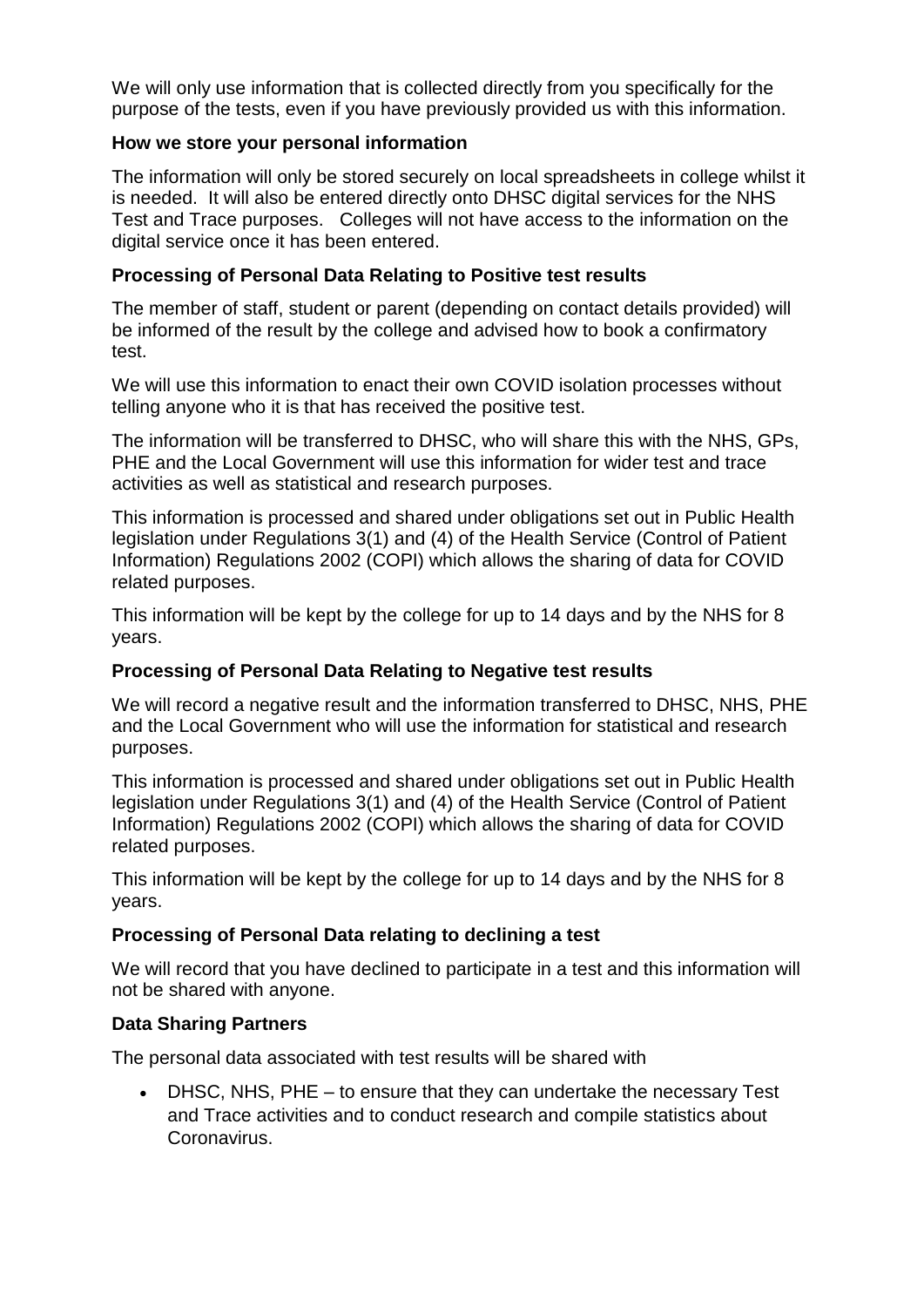We will only use information that is collected directly from you specifically for the purpose of the tests, even if you have previously provided us with this information.

**How we store your personal information**

The information will only be stored securely on local spreadsheets in college whilst it is needed. It will also be entered directly onto DHSC digital services for the NHS Test and Trace purposes. Colleges will not have access to the information on the digital service once it has been entered.

**Processing of Personal Data Relating to Positive test results**

The member of staff, student or parent (depending on contact details provided) will be informed of the result by the college and advised how to book a confirmatory test.

We will use this information to enact their own COVID isolation processes without telling anyone who it is that has received the positive test.

The information will be transferred to DHSC, who will share this with the NHS, GPs, PHE and the Local Government will use this information for wider test and trace activities as well as statistical and research purposes.

This information is processed and shared under obligations set out in Public Health legislation under Regulations 3(1) and (4) of the Health Service (Control of Patient Information) Regulations 2002 (COPI) which allows the sharing of data for COVID related purposes.

This information will be kept by the college for up to 14 days and by the NHS for 8 years.

**Processing of Personal Data Relating to Negative test results**

We will record a negative result and the information transferred to DHSC, NHS, PHE and the Local Government who will use the information for statistical and research purposes.

This information is processed and shared under obligations set out in Public Health legislation under Regulations 3(1) and (4) of the Health Service (Control of Patient Information) Regulations 2002 (COPI) which allows the sharing of data for COVID related purposes.

This information will be kept by the college for up to 14 days and by the NHS for 8 years.

**Processing of Personal Data relating to declining a test**

We will record that you have declined to participate in a test and this information will not be shared with anyone.

**Data Sharing Partners**

The personal data associated with test results will be shared with

- DHSC, NHS, PHE – to ensure that they can undertake the necessary Test and Trace activities and to conduct research and compile statistics about Coronavirus.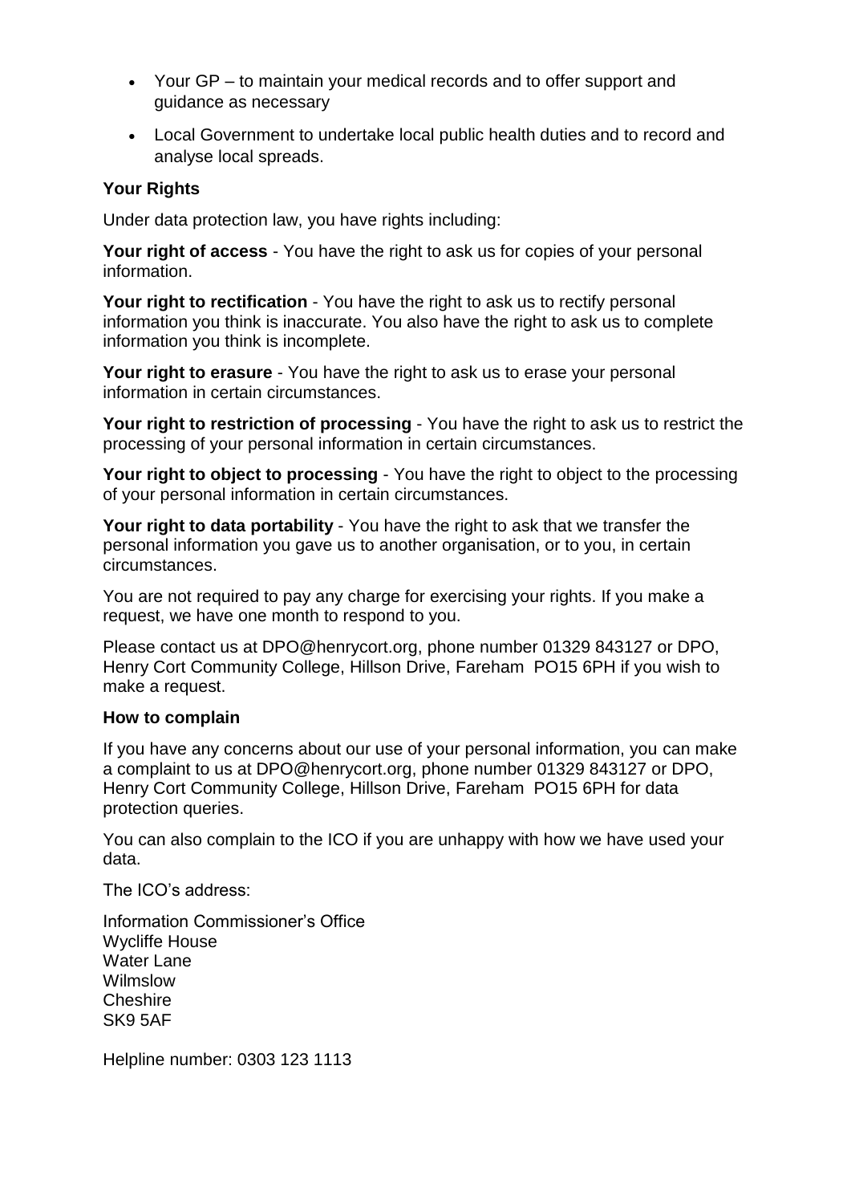- Your GP – to maintain your medical records and to offer support and guidance as necessary
- Local Government to undertake local public health duties and to record and analyse local spreads.

**Your Rights**

Under data protection law, you have rights including:

**Your right of access** - You have the right to ask us for copies of your personal information.

**Your right to rectification** - You have the right to ask us to rectify personal information you think is inaccurate. You also have the right to ask us to complete information you think is incomplete.

**Your right to erasure** - You have the right to ask us to erase your personal information in certain circumstances.

**Your right to restriction of processing** - You have the right to ask us to restrict the processing of your personal information in certain circumstances.

**Your right to object to processing** - You have the right to object to the processing of your personal information in certain circumstances.

**Your right to data portability** - You have the right to ask that we transfer the personal information you gave us to another organisation, or to you, in certain circumstances.

You are not required to pay any charge for exercising your rights. If you make a request, we have one month to respond to you.

Please contact us at DPO@henrycort.org, phone number 01329 843127 or DPO, Henry Cort Community College, Hillson Drive, Fareham PO15 6PH if you wish to make a request.

**How to complain**

If you have any concerns about our use of your personal information, you can make a complaint to us at DPO@henrycort.org, phone number 01329 843127 or DPO, Henry Cort Community College, Hillson Drive, Fareham PO15 6PH for data protection queries.

You can also complain to the ICO if you are unhappy with how we have used your data.

The ICO's address:

Information Commissioner's Office
Wycliffe House
Water Lane
Wilmslow
Cheshire
SK9 5AF

Helpline number: 0303 123 1113